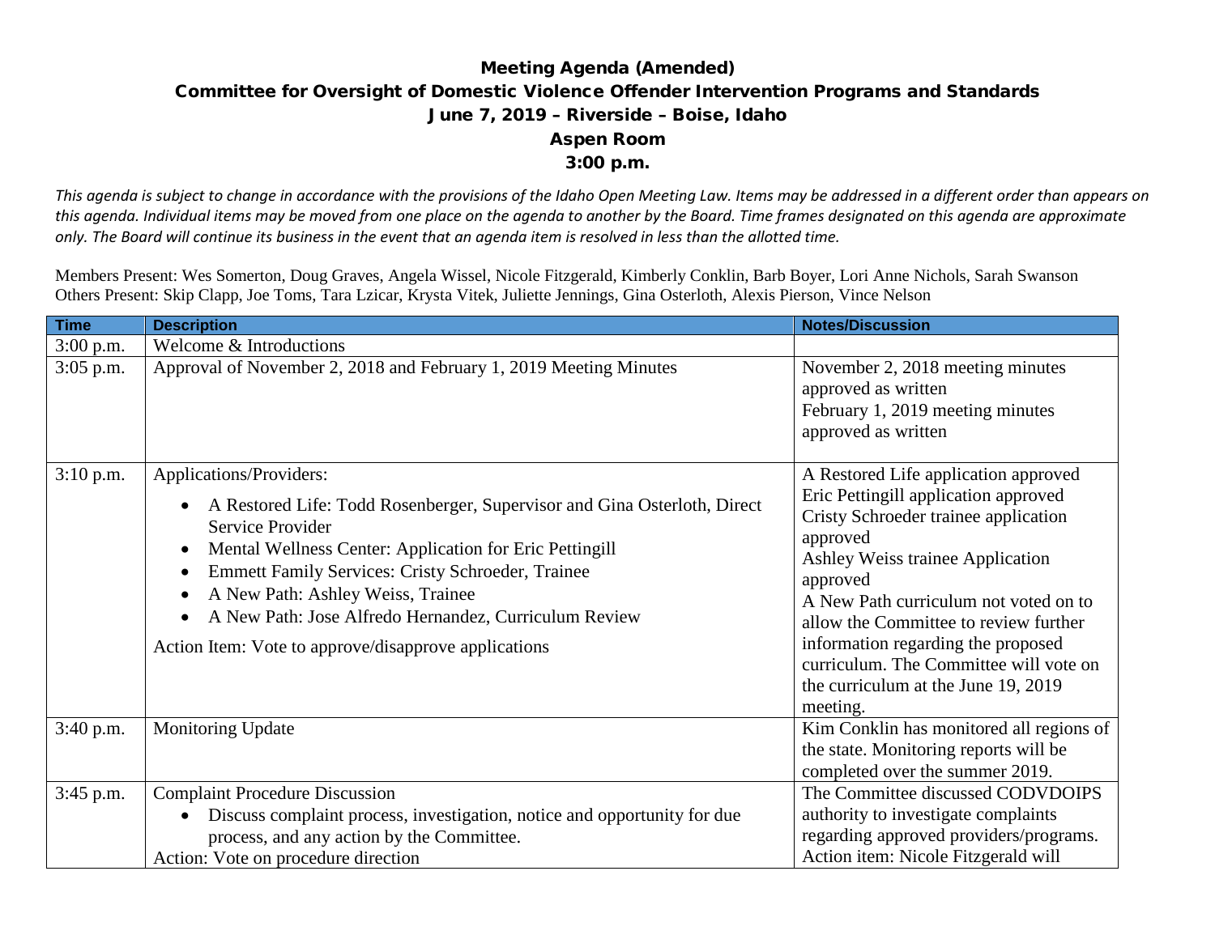# Meeting Agenda (Amended)

## Committee for Oversight of Domestic Violence Offender Intervention Programs and Standards

### June 7, 2019 – Riverside – Boise, Idaho

### Aspen Room

### 3:00 p.m.

*This agenda is subject to change in accordance with the provisions of the Idaho Open Meeting Law. Items may be addressed in a different order than appears on this agenda. Individual items may be moved from one place on the agenda to another by the Board. Time frames designated on this agenda are approximate only. The Board will continue its business in the event that an agenda item is resolved in less than the allotted time.*

Members Present: Wes Somerton, Doug Graves, Angela Wissel, Nicole Fitzgerald, Kimberly Conklin, Barb Boyer, Lori Anne Nichols, Sarah Swanson
Others Present: Skip Clapp, Joe Toms, Tara Lzicar, Krysta Vitek, Juliette Jennings, Gina Osterloth, Alexis Pierson, Vince Nelson

| Time | Description | Notes/Discussion |
|---|---|---|
| 3:00 p.m. | Welcome & Introductions | |
| 3:05 p.m. | Approval of November 2, 2018 and February 1, 2019 Meeting Minutes | November 2, 2018 meeting minutes approved as written<br>February 1, 2019 meeting minutes approved as written |
| 3:10 p.m. | Applications/Providers:<br>• A Restored Life: Todd Rosenberger, Supervisor and Gina Osterloth, Direct Service Provider<br>• Mental Wellness Center: Application for Eric Pettingill<br>• Emmett Family Services: Cristy Schroeder, Trainee<br>• A New Path: Ashley Weiss, Trainee<br>• A New Path: Jose Alfredo Hernandez, Curriculum Review<br>Action Item: Vote to approve/disapprove applications | A Restored Life application approved<br>Eric Pettingill application approved<br>Cristy Schroeder trainee application approved<br>Ashley Weiss trainee Application approved<br>A New Path curriculum not voted on to allow the Committee to review further information regarding the proposed curriculum. The Committee will vote on the curriculum at the June 19, 2019 meeting. |
| 3:40 p.m. | Monitoring Update | Kim Conklin has monitored all regions of the state. Monitoring reports will be completed over the summer 2019. |
| 3:45 p.m. | Complaint Procedure Discussion<br>• Discuss complaint process, investigation, notice and opportunity for due process, and any action by the Committee.<br>Action: Vote on procedure direction | The Committee discussed CODVDOIPS authority to investigate complaints regarding approved providers/programs.<br>Action item: Nicole Fitzgerald will |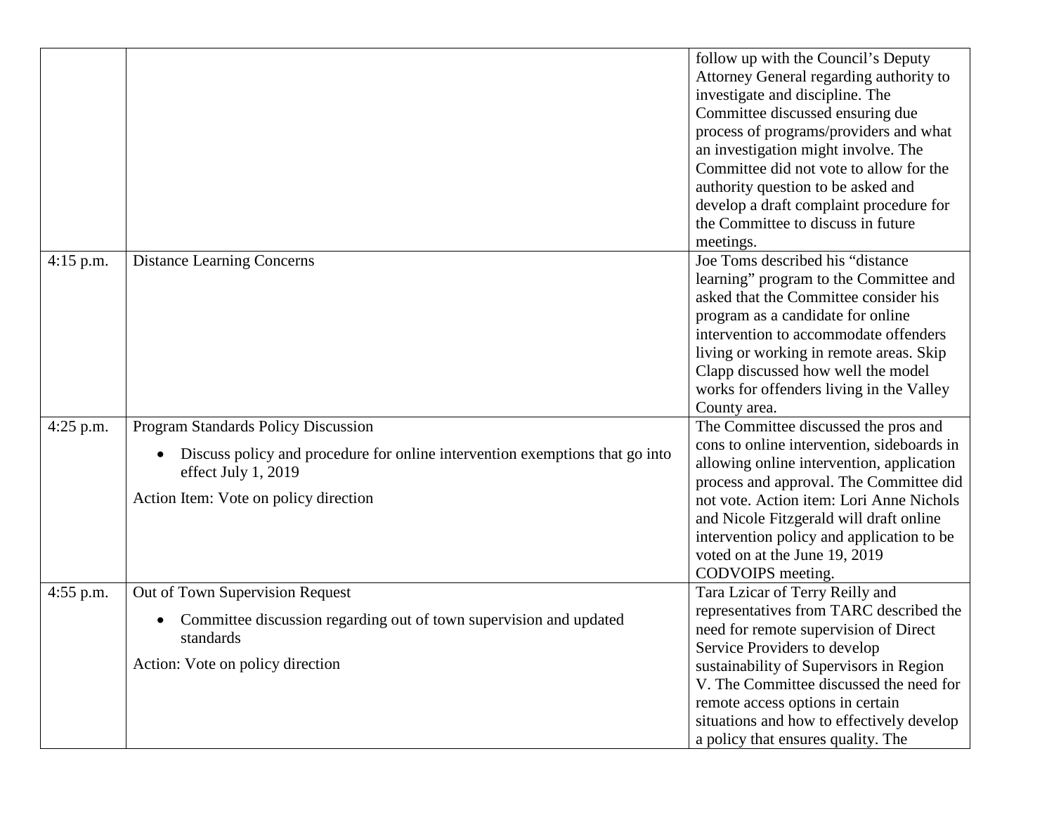| | | |
|---|---|---|
| | | follow up with the Council's Deputy Attorney General regarding authority to investigate and discipline. The Committee discussed ensuring due process of programs/providers and what an investigation might involve. The Committee did not vote to allow for the authority question to be asked and develop a draft complaint procedure for the Committee to discuss in future meetings. |
| 4:15 p.m. | Distance Learning Concerns | Joe Toms described his "distance learning" program to the Committee and asked that the Committee consider his program as a candidate for online intervention to accommodate offenders living or working in remote areas. Skip Clapp discussed how well the model works for offenders living in the Valley County area. |
| 4:25 p.m. | Program Standards Policy Discussion<br>• Discuss policy and procedure for online intervention exemptions that go into effect July 1, 2019<br>Action Item: Vote on policy direction | The Committee discussed the pros and cons to online intervention, sideboards in allowing online intervention, application process and approval. The Committee did not vote. Action item: Lori Anne Nichols and Nicole Fitzgerald will draft online intervention policy and application to be voted on at the June 19, 2019 CODVOIPS meeting. |
| 4:55 p.m. | Out of Town Supervision Request<br>• Committee discussion regarding out of town supervision and updated standards<br>Action: Vote on policy direction | Tara Lzicar of Terry Reilly and representatives from TARC described the need for remote supervision of Direct Service Providers to develop sustainability of Supervisors in Region V. The Committee discussed the need for remote access options in certain situations and how to effectively develop a policy that ensures quality. The |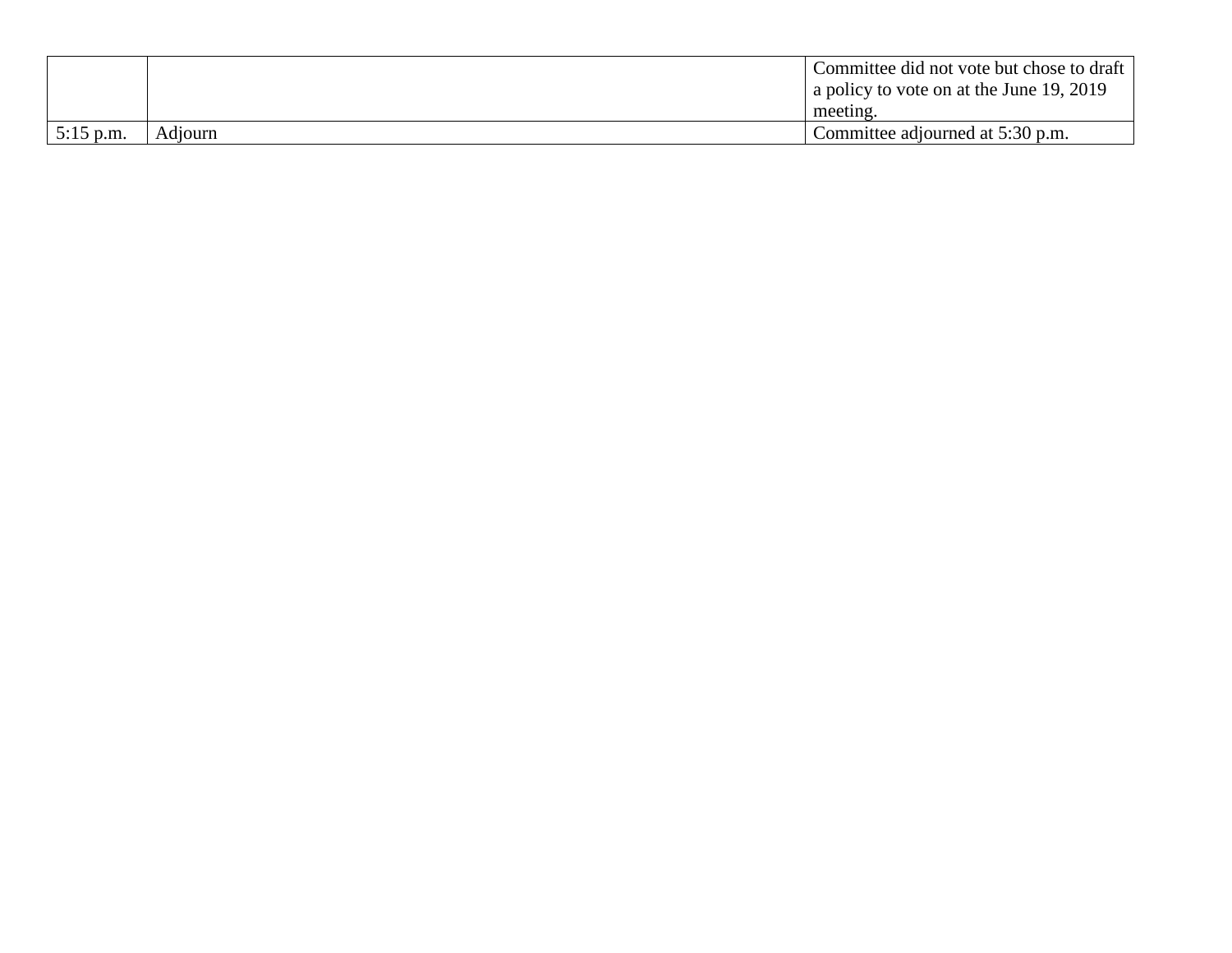| | | |
|---|---|---|
| | | Committee did not vote but chose to draft a policy to vote on at the June 19, 2019 meeting. |
| 5:15 p.m. | Adjourn | Committee adjourned at 5:30 p.m. |